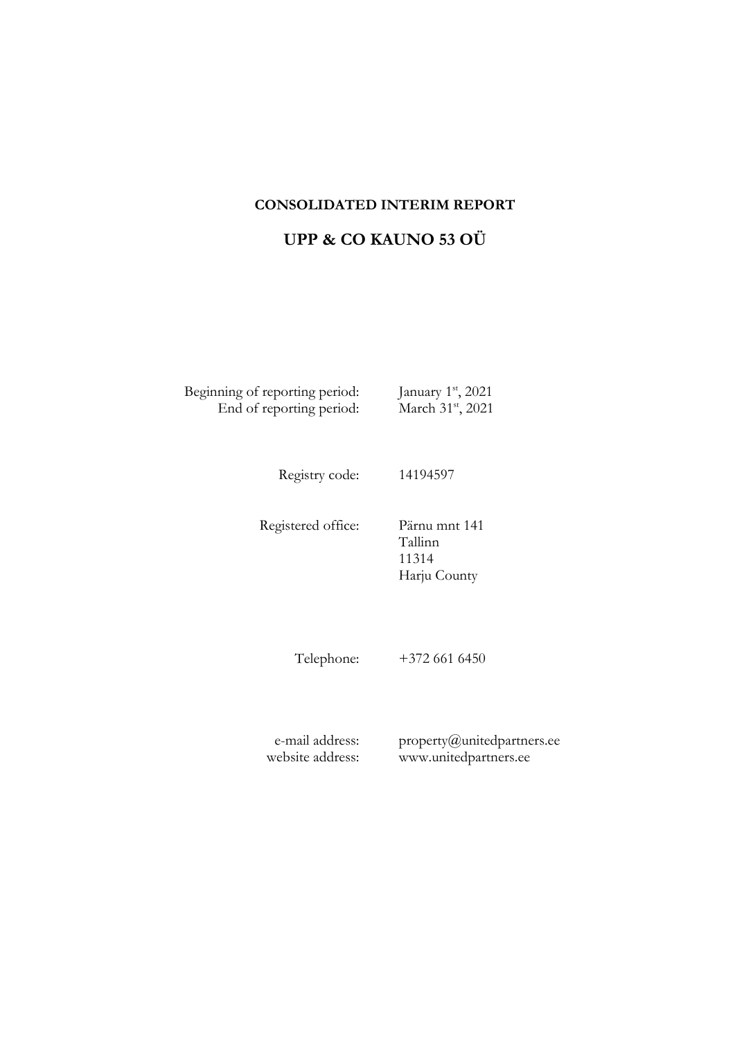# CONSOLIDATED INTERIM REPORT

# UPP & CO KAUNO 53 OÜ

| | |
|---|---|
| Beginning of reporting period: | January 1st, 2021 |
| End of reporting period: | March 31st, 2021 |
| Registry code: | 14194597 |
| Registered office: | Pärnu mnt 141<br>Tallinn<br>11314<br>Harju County |
| Telephone: | +372 661 6450 |
| e-mail address: | property@unitedpartners.ee |
| website address: | www.unitedpartners.ee |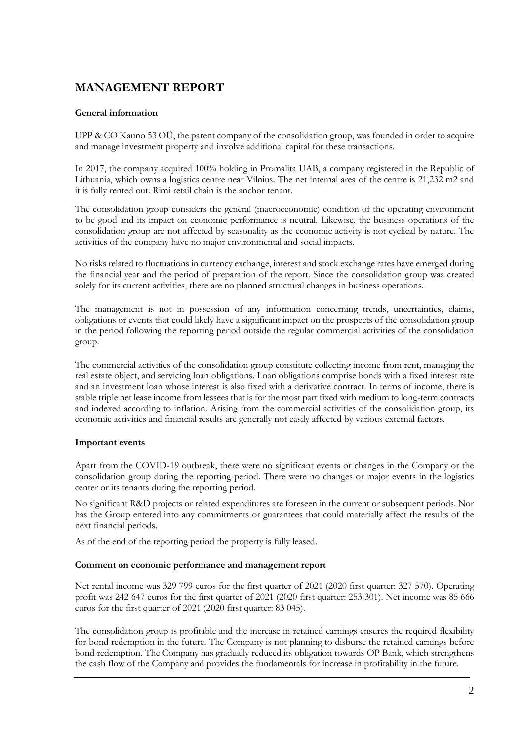# MANAGEMENT REPORT

### General information

UPP & CO Kauno 53 OÜ, the parent company of the consolidation group, was founded in order to acquire and manage investment property and involve additional capital for these transactions.

In 2017, the company acquired 100% holding in Promalita UAB, a company registered in the Republic of Lithuania, which owns a logistics centre near Vilnius. The net internal area of the centre is 21,232 m2 and it is fully rented out. Rimi retail chain is the anchor tenant.

The consolidation group considers the general (macroeconomic) condition of the operating environment to be good and its impact on economic performance is neutral. Likewise, the business operations of the consolidation group are not affected by seasonality as the economic activity is not cyclical by nature. The activities of the company have no major environmental and social impacts.

No risks related to fluctuations in currency exchange, interest and stock exchange rates have emerged during the financial year and the period of preparation of the report. Since the consolidation group was created solely for its current activities, there are no planned structural changes in business operations.

The management is not in possession of any information concerning trends, uncertainties, claims, obligations or events that could likely have a significant impact on the prospects of the consolidation group in the period following the reporting period outside the regular commercial activities of the consolidation group.

The commercial activities of the consolidation group constitute collecting income from rent, managing the real estate object, and servicing loan obligations. Loan obligations comprise bonds with a fixed interest rate and an investment loan whose interest is also fixed with a derivative contract. In terms of income, there is stable triple net lease income from lessees that is for the most part fixed with medium to long-term contracts and indexed according to inflation. Arising from the commercial activities of the consolidation group, its economic activities and financial results are generally not easily affected by various external factors.

### Important events

Apart from the COVID-19 outbreak, there were no significant events or changes in the Company or the consolidation group during the reporting period. There were no changes or major events in the logistics center or its tenants during the reporting period.

No significant R&D projects or related expenditures are foreseen in the current or subsequent periods. Nor has the Group entered into any commitments or guarantees that could materially affect the results of the next financial periods.

As of the end of the reporting period the property is fully leased.

### Comment on economic performance and management report

Net rental income was 329 799 euros for the first quarter of 2021 (2020 first quarter: 327 570). Operating profit was 242 647 euros for the first quarter of 2021 (2020 first quarter: 253 301). Net income was 85 666 euros for the first quarter of 2021 (2020 first quarter: 83 045).

The consolidation group is profitable and the increase in retained earnings ensures the required flexibility for bond redemption in the future. The Company is not planning to disburse the retained earnings before bond redemption. The Company has gradually reduced its obligation towards OP Bank, which strengthens the cash flow of the Company and provides the fundamentals for increase in profitability in the future.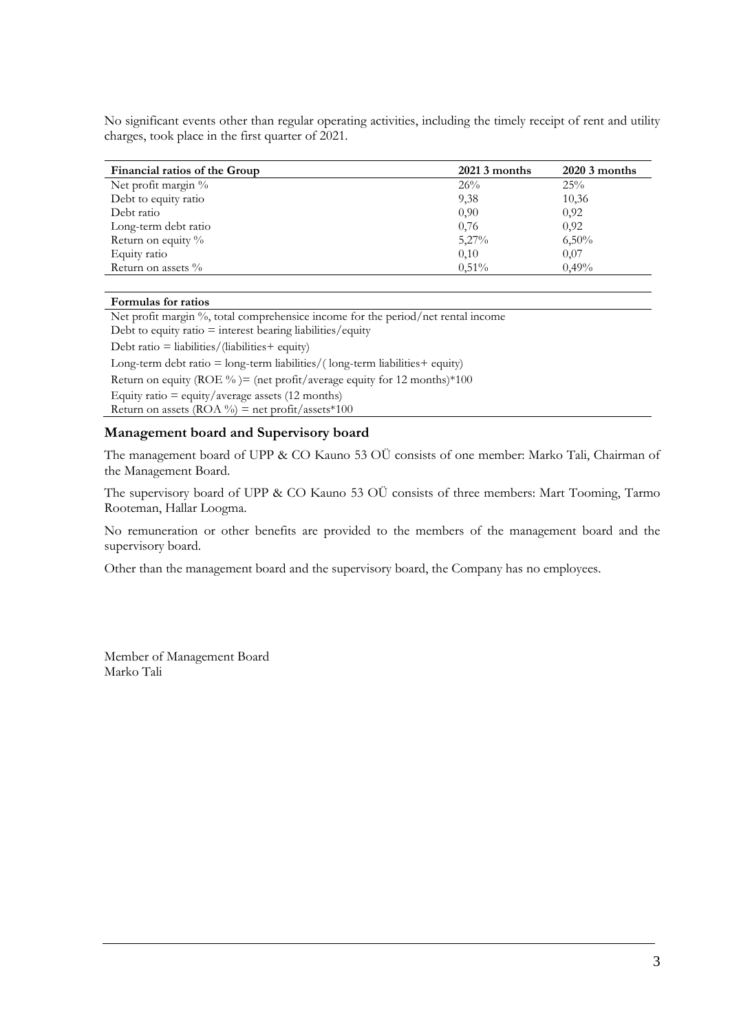No significant events other than regular operating activities, including the timely receipt of rent and utility charges, took place in the first quarter of 2021.

| Financial ratios of the Group | 2021 3 months | 2020 3 months |
|---|---|---|
| Net profit margin % | 26% | 25% |
| Debt to equity ratio | 9,38 | 10,36 |
| Debt ratio | 0,90 | 0,92 |
| Long-term debt ratio | 0,76 | 0,92 |
| Return on equity % | 5,27% | 6,50% |
| Equity ratio | 0,10 | 0,07 |
| Return on assets % | 0,51% | 0,49% |

| Formulas for ratios |
|---|
| Net profit margin %, total comprehensice income for the period/net rental income |
| Debt to equity ratio = interest bearing liabilities/equity |
| Debt ratio = liabilities/(liabilities+ equity) |
| Long-term debt ratio = long-term liabilities/( long-term liabilities+ equity) |
| Return on equity (ROE % )= (net profit/average equity for 12 months)*100 |
| Equity ratio = equity/average assets (12 months) |
| Return on assets (ROA %) = net profit/assets*100 |

## Management board and Supervisory board

The management board of UPP & CO Kauno 53 OÜ consists of one member: Marko Tali, Chairman of the Management Board.

The supervisory board of UPP & CO Kauno 53 OÜ consists of three members: Mart Tooming, Tarmo Rooteman, Hallar Loogma.

No remuneration or other benefits are provided to the members of the management board and the supervisory board.

Other than the management board and the supervisory board, the Company has no employees.

Member of Management Board
Marko Tali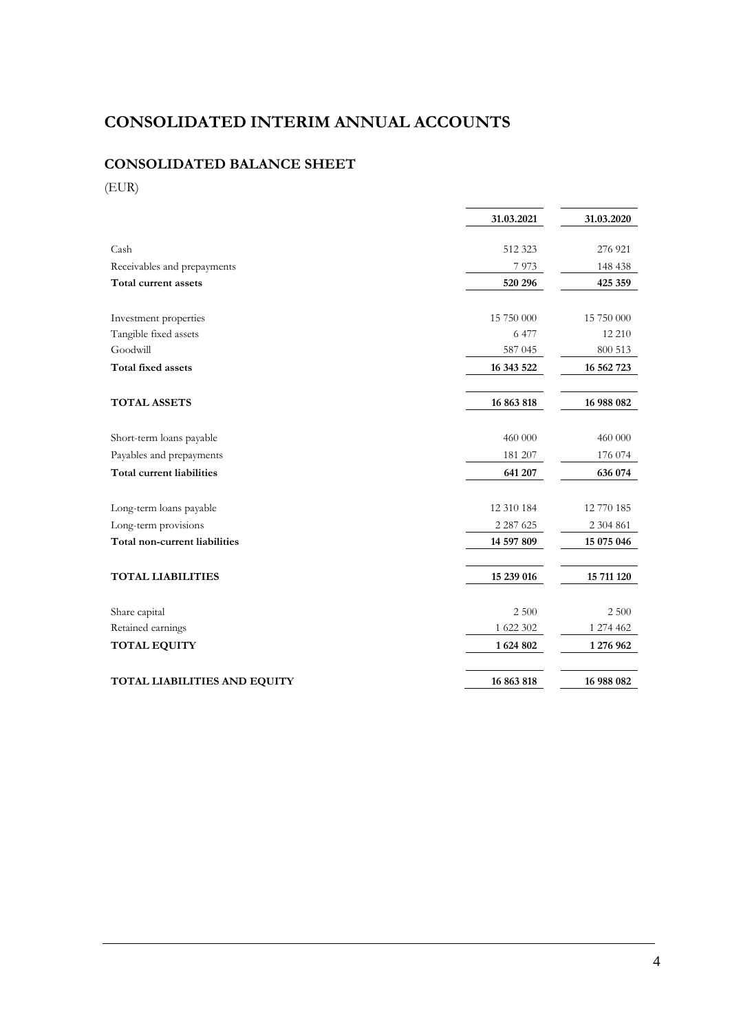# CONSOLIDATED INTERIM ANNUAL ACCOUNTS

## CONSOLIDATED BALANCE SHEET

(EUR)

| | 31.03.2021 | 31.03.2020 |
|---|---|---|
| Cash | 512 323 | 276 921 |
| Receivables and prepayments | 7 973 | 148 438 |
| **Total current assets** | **520 296** | **425 359** |
| | | |
| Investment properties | 15 750 000 | 15 750 000 |
| Tangible fixed assets | 6 477 | 12 210 |
| Goodwill | 587 045 | 800 513 |
| **Total fixed assets** | **16 343 522** | **16 562 723** |
| | | |
| **TOTAL ASSETS** | **16 863 818** | **16 988 082** |
| | | |
| Short-term loans payable | 460 000 | 460 000 |
| Payables and prepayments | 181 207 | 176 074 |
| **Total current liabilities** | **641 207** | **636 074** |
| | | |
| Long-term loans payable | 12 310 184 | 12 770 185 |
| Long-term provisions | 2 287 625 | 2 304 861 |
| **Total non-current liabilities** | **14 597 809** | **15 075 046** |
| | | |
| **TOTAL LIABILITIES** | **15 239 016** | **15 711 120** |
| | | |
| Share capital | 2 500 | 2 500 |
| Retained earnings | 1 622 302 | 1 274 462 |
| **TOTAL EQUITY** | **1 624 802** | **1 276 962** |
| | | |
| **TOTAL LIABILITIES AND EQUITY** | **16 863 818** | **16 988 082** |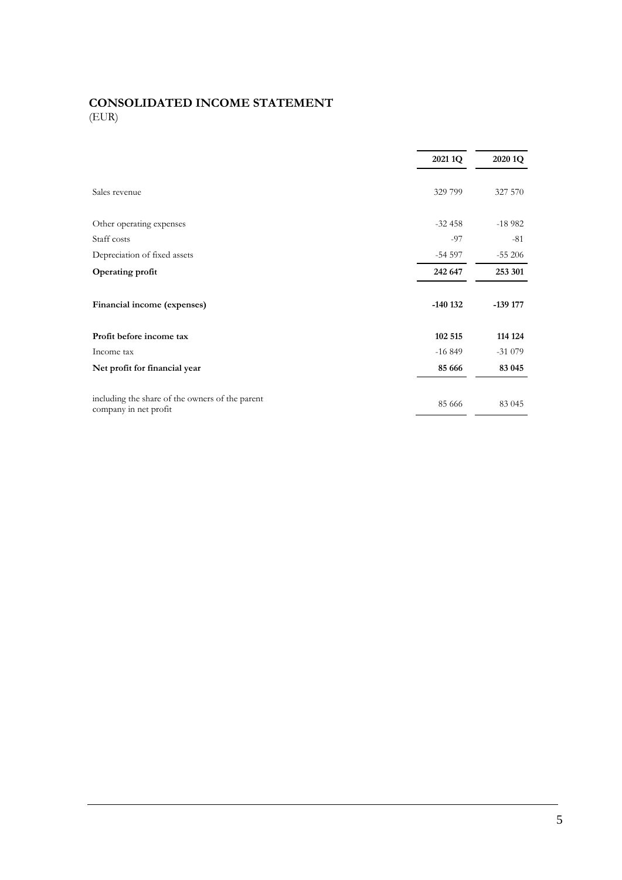## CONSOLIDATED INCOME STATEMENT

(EUR)

| | 2021 1Q | 2020 1Q |
|---|---|---|
| Sales revenue | 329 799 | 327 570 |
| Other operating expenses | -32 458 | -18 982 |
| Staff costs | -97 | -81 |
| Depreciation of fixed assets | -54 597 | -55 206 |
| **Operating profit** | **242 647** | **253 301** |
| **Financial income (expenses)** | **-140 132** | **-139 177** |
| **Profit before income tax** | **102 515** | **114 124** |
| Income tax | -16 849 | -31 079 |
| **Net profit for financial year** | **85 666** | **83 045** |
| including the share of the owners of the parent company in net profit | 85 666 | 83 045 |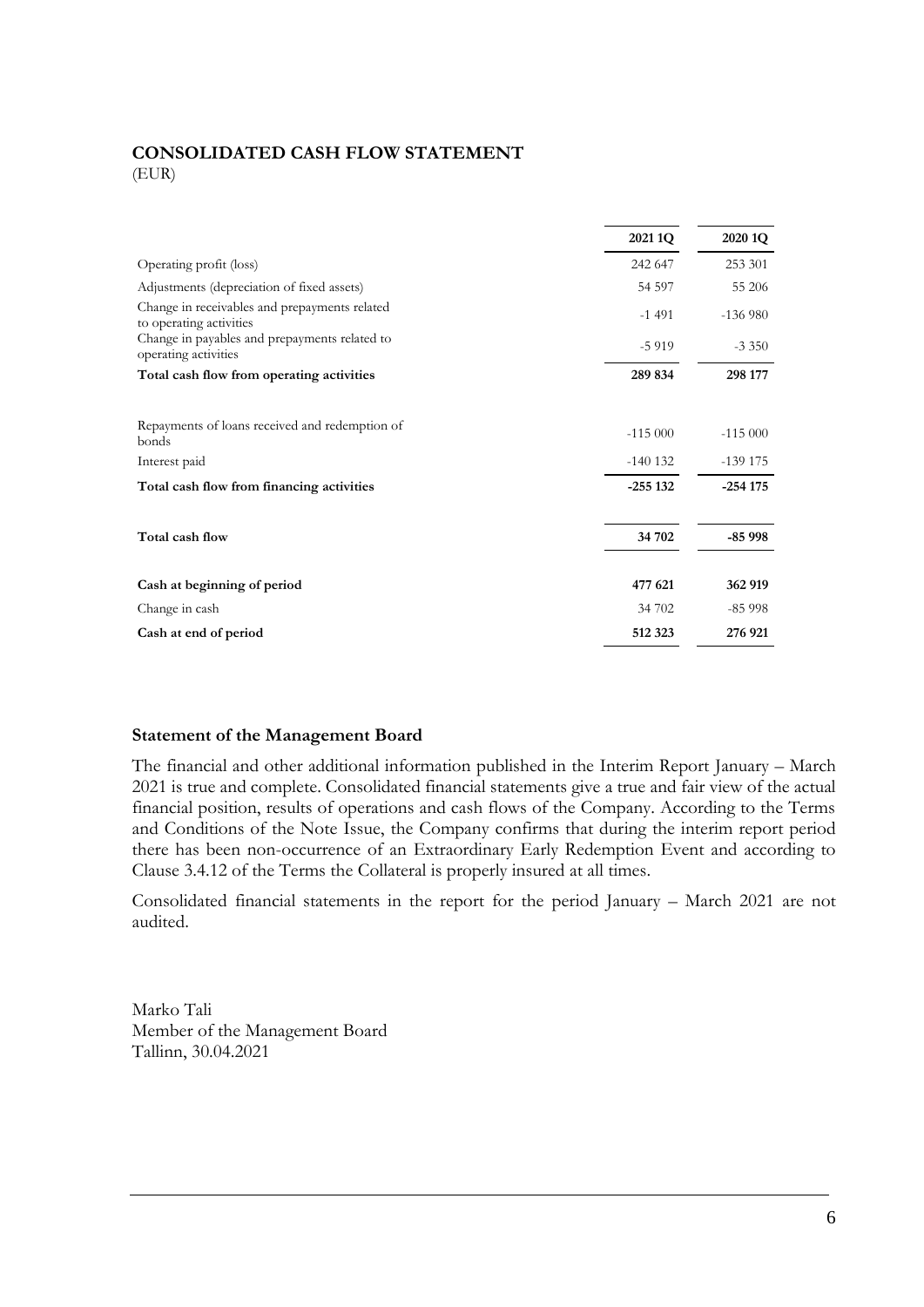## CONSOLIDATED CASH FLOW STATEMENT

(EUR)

| | 2021 1Q | 2020 1Q |
|---|---|---|
| Operating profit (loss) | 242 647 | 253 301 |
| Adjustments (depreciation of fixed assets) | 54 597 | 55 206 |
| Change in receivables and prepayments related to operating activities | -1 491 | -136 980 |
| Change in payables and prepayments related to operating activities | -5 919 | -3 350 |
| **Total cash flow from operating activities** | **289 834** | **298 177** |
| | | |
| Repayments of loans received and redemption of bonds | -115 000 | -115 000 |
| Interest paid | -140 132 | -139 175 |
| **Total cash flow from financing activities** | **-255 132** | **-254 175** |
| | | |
| **Total cash flow** | **34 702** | **-85 998** |
| | | |
| **Cash at beginning of period** | **477 621** | **362 919** |
| Change in cash | 34 702 | -85 998 |
| **Cash at end of period** | **512 323** | **276 921** |

### Statement of the Management Board

The financial and other additional information published in the Interim Report January – March 2021 is true and complete. Consolidated financial statements give a true and fair view of the actual financial position, results of operations and cash flows of the Company. According to the Terms and Conditions of the Note Issue, the Company confirms that during the interim report period there has been non-occurrence of an Extraordinary Early Redemption Event and according to Clause 3.4.12 of the Terms the Collateral is properly insured at all times.

Consolidated financial statements in the report for the period January – March 2021 are not audited.

Marko Tali
Member of the Management Board
Tallinn, 30.04.2021